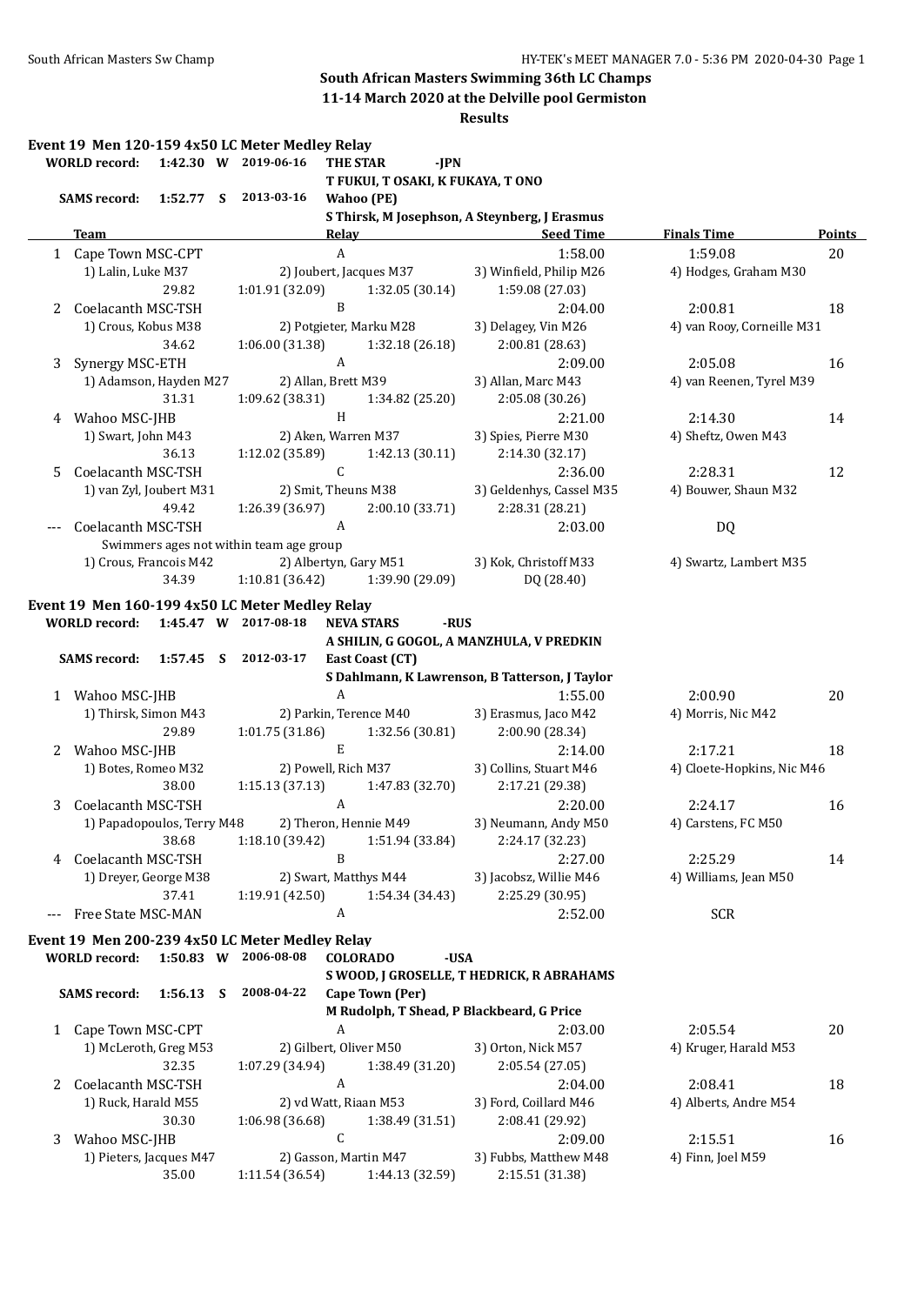# South African Masters Swimming 36th LC Champs

**11-14 March 2020 at the Delville pool Germiston**

**Results**

## Event 19 Men 120-159 4x50 LC Meter Medley Relay

**WORLD record:** 1:42.30 W 2019-06-16 **THE STAR -JPN**
T FUKUI, T OSAKI, K FUKAYA, T ONO

**SAMS record:** 1:52.77 S 2013-03-16 **Wahoo (PE)**
S Thirsk, M Josephson, A Steynberg, J Erasmus

| | Team | Relay | Seed Time | Finals Time | Points |
|---|---|---|---|---|---|
| 1 | Cape Town MSC-CPT | A | 1:58.00 | 1:59.08 | 20 |
| | 1) Lalin, Luke M37 | 2) Joubert, Jacques M37 | 3) Winfield, Philip M26 | 4) Hodges, Graham M30 | |
| | 29.82 | 1:01.91 (32.09) | 1:32.05 (30.14) | 1:59.08 (27.03) | |
| 2 | Coelacanth MSC-TSH | B | 2:04.00 | 2:00.81 | 18 |
| | 1) Crous, Kobus M38 | 2) Potgieter, Marku M28 | 3) Delagey, Vin M26 | 4) van Rooy, Corneille M31 | |
| | 34.62 | 1:06.00 (31.38) | 1:32.18 (26.18) | 2:00.81 (28.63) | |
| 3 | Synergy MSC-ETH | A | 2:09.00 | 2:05.08 | 16 |
| | 1) Adamson, Hayden M27 | 2) Allan, Brett M39 | 3) Allan, Marc M43 | 4) van Reenen, Tyrel M39 | |
| | 31.31 | 1:09.62 (38.31) | 1:34.82 (25.20) | 2:05.08 (30.26) | |
| 4 | Wahoo MSC-JHB | H | 2:21.00 | 2:14.30 | 14 |
| | 1) Swart, John M43 | 2) Aken, Warren M37 | 3) Spies, Pierre M30 | 4) Sheftz, Owen M43 | |
| | 36.13 | 1:12.02 (35.89) | 1:42.13 (30.11) | 2:14.30 (32.17) | |
| 5 | Coelacanth MSC-TSH | C | 2:36.00 | 2:28.31 | 12 |
| | 1) van Zyl, Joubert M31 | 2) Smit, Theuns M38 | 3) Geldenhys, Cassel M35 | 4) Bouwer, Shaun M32 | |
| | 49.42 | 1:26.39 (36.97) | 2:00.10 (33.71) | 2:28.31 (28.21) | |
| --- | Coelacanth MSC-TSH | A | 2:03.00 | DQ | |
| | Swimmers ages not within team age group | | | | |
| | 1) Crous, Francois M42 | 2) Albertyn, Gary M51 | 3) Kok, Christoff M33 | 4) Swartz, Lambert M35 | |
| | 34.39 | 1:10.81 (36.42) | 1:39.90 (29.09) | DQ (28.40) | |

## Event 19 Men 160-199 4x50 LC Meter Medley Relay

**WORLD record:** 1:45.47 W 2017-08-18 **NEVA STARS -RUS**
A SHILIN, G GOGOL, A MANZHULA, V PREDKIN

**SAMS record:** 1:57.45 S 2012-03-17 **East Coast (CT)**
S Dahlmann, K Lawrenson, B Tatterson, J Taylor

| | Team | Relay | Seed Time | Finals Time | Points |
|---|---|---|---|---|---|
| 1 | Wahoo MSC-JHB | A | 1:55.00 | 2:00.90 | 20 |
| | 1) Thirsk, Simon M43 | 2) Parkin, Terence M40 | 3) Erasmus, Jaco M42 | 4) Morris, Nic M42 | |
| | 29.89 | 1:01.75 (31.86) | 1:32.56 (30.81) | 2:00.90 (28.34) | |
| 2 | Wahoo MSC-JHB | E | 2:14.00 | 2:17.21 | 18 |
| | 1) Botes, Romeo M32 | 2) Powell, Rich M37 | 3) Collins, Stuart M46 | 4) Cloete-Hopkins, Nic M46 | |
| | 38.00 | 1:15.13 (37.13) | 1:47.83 (32.70) | 2:17.21 (29.38) | |
| 3 | Coelacanth MSC-TSH | A | 2:20.00 | 2:24.17 | 16 |
| | 1) Papadopoulos, Terry M48 | 2) Theron, Hennie M49 | 3) Neumann, Andy M50 | 4) Carstens, FC M50 | |
| | 38.68 | 1:18.10 (39.42) | 1:51.94 (33.84) | 2:24.17 (32.23) | |
| 4 | Coelacanth MSC-TSH | B | 2:27.00 | 2:25.29 | 14 |
| | 1) Dreyer, George M38 | 2) Swart, Matthys M44 | 3) Jacobsz, Willie M46 | 4) Williams, Jean M50 | |
| | 37.41 | 1:19.91 (42.50) | 1:54.34 (34.43) | 2:25.29 (30.95) | |
| --- | Free State MSC-MAN | A | 2:52.00 | SCR | |

## Event 19 Men 200-239 4x50 LC Meter Medley Relay

**WORLD record:** 1:50.83 W 2006-08-08 **COLORADO -USA**
S WOOD, J GROSELLE, T HEDRICK, R ABRAHAMS

**SAMS record:** 1:56.13 S 2008-04-22 **Cape Town (Per)**
M Rudolph, T Shead, P Blackbeard, G Price

| | Team | Relay | Seed Time | Finals Time | Points |
|---|---|---|---|---|---|
| 1 | Cape Town MSC-CPT | A | 2:03.00 | 2:05.54 | 20 |
| | 1) McLeroth, Greg M53 | 2) Gilbert, Oliver M50 | 3) Orton, Nick M57 | 4) Kruger, Harald M53 | |
| | 32.35 | 1:07.29 (34.94) | 1:38.49 (31.20) | 2:05.54 (27.05) | |
| 2 | Coelacanth MSC-TSH | A | 2:04.00 | 2:08.41 | 18 |
| | 1) Ruck, Harald M55 | 2) vd Watt, Riaan M53 | 3) Ford, Coillard M46 | 4) Alberts, Andre M54 | |
| | 30.30 | 1:06.98 (36.68) | 1:38.49 (31.51) | 2:08.41 (29.92) | |
| 3 | Wahoo MSC-JHB | C | 2:09.00 | 2:15.51 | 16 |
| | 1) Pieters, Jacques M47 | 2) Gasson, Martin M47 | 3) Fubbs, Matthew M48 | 4) Finn, Joel M59 | |
| | 35.00 | 1:11.54 (36.54) | 1:44.13 (32.59) | 2:15.51 (31.38) | |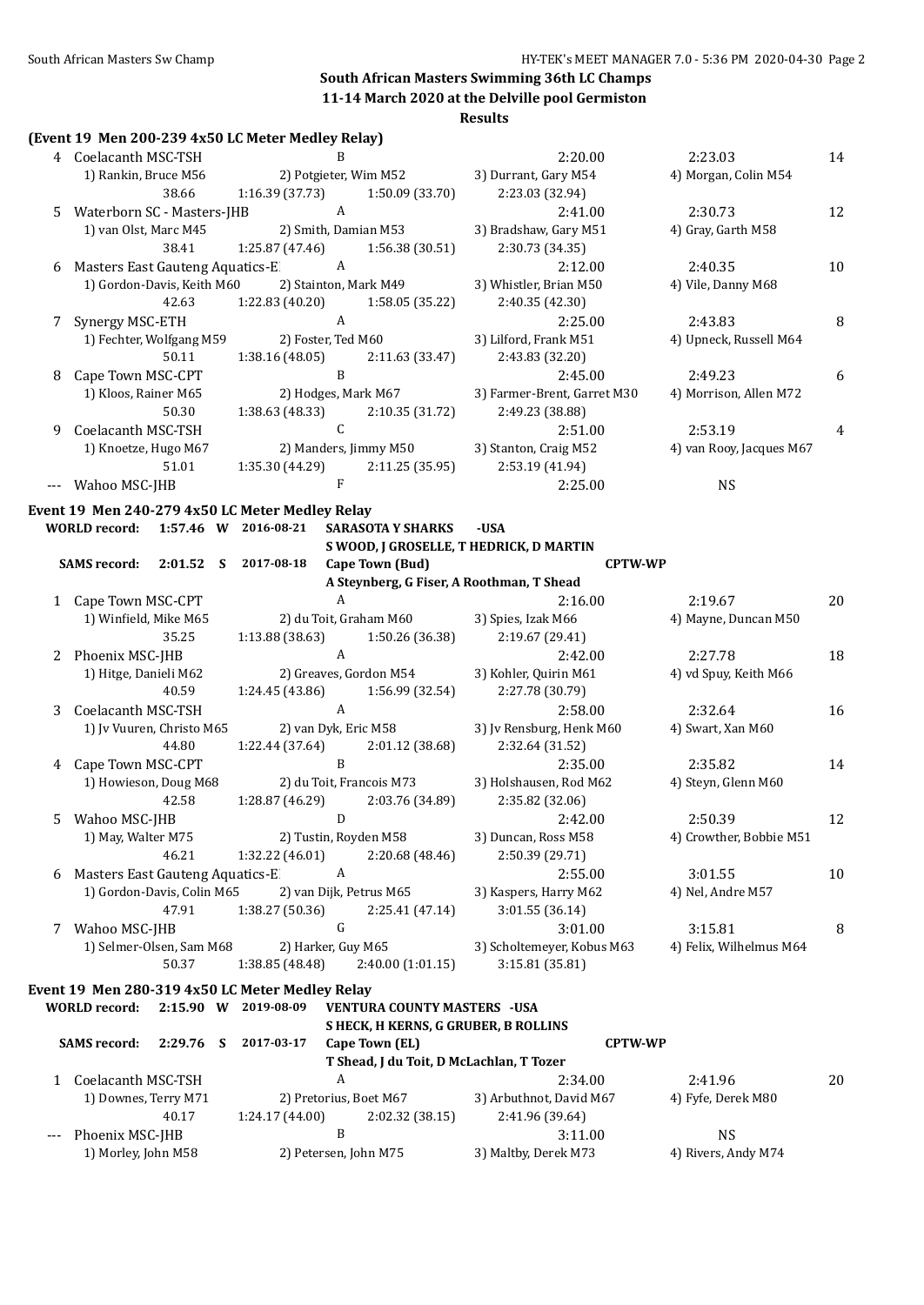## South African Masters Swimming 36th LC Champs

### 11-14 March 2020 at the Delville pool Germiston

### Results

**(Event 19 Men 200-239 4x50 LC Meter Medley Relay)**

| Place | Team | Relay | Seed Time | Finals Time | Points |
|---|---|---|---|---|---|
| 4 | Coelacanth MSC-TSH | B | 2:20.00 | 2:23.03 | 14 |
| | 1) Rankin, Bruce M56 | 2) Potgieter, Wim M52 | 3) Durrant, Gary M54 | 4) Morgan, Colin M54 | |
| | 38.66 | 1:16.39 (37.73) | 1:50.09 (33.70) | 2:23.03 (32.94) | |
| 5 | Waterborn SC - Masters-JHB | A | 2:41.00 | 2:30.73 | 12 |
| | 1) van Olst, Marc M45 | 2) Smith, Damian M53 | 3) Bradshaw, Gary M51 | 4) Gray, Garth M58 | |
| | 38.41 | 1:25.87 (47.46) | 1:56.38 (30.51) | 2:30.73 (34.35) | |
| 6 | Masters East Gauteng Aquatics-E | A | 2:12.00 | 2:40.35 | 10 |
| | 1) Gordon-Davis, Keith M60 | 2) Stainton, Mark M49 | 3) Whistler, Brian M50 | 4) Vile, Danny M68 | |
| | 42.63 | 1:22.83 (40.20) | 1:58.05 (35.22) | 2:40.35 (42.30) | |
| 7 | Synergy MSC-ETH | A | 2:25.00 | 2:43.83 | 8 |
| | 1) Fechter, Wolfgang M59 | 2) Foster, Ted M60 | 3) Lilford, Frank M51 | 4) Upneck, Russell M64 | |
| | 50.11 | 1:38.16 (48.05) | 2:11.63 (33.47) | 2:43.83 (32.20) | |
| 8 | Cape Town MSC-CPT | B | 2:45.00 | 2:49.23 | 6 |
| | 1) Kloos, Rainer M65 | 2) Hodges, Mark M67 | 3) Farmer-Brent, Garret M30 | 4) Morrison, Allen M72 | |
| | 50.30 | 1:38.63 (48.33) | 2:10.35 (31.72) | 2:49.23 (38.88) | |
| 9 | Coelacanth MSC-TSH | C | 2:51.00 | 2:53.19 | 4 |
| | 1) Knoetze, Hugo M67 | 2) Manders, Jimmy M50 | 3) Stanton, Craig M52 | 4) van Rooy, Jacques M67 | |
| | 51.01 | 1:35.30 (44.29) | 2:11.25 (35.95) | 2:53.19 (41.94) | |
| --- | Wahoo MSC-JHB | F | 2:25.00 | NS | |

**Event 19 Men 240-279 4x50 LC Meter Medley Relay**

WORLD record: 1:57.46 W 2016-08-21 SARASOTA Y SHARKS -USA
S WOOD, J GROSELLE, T HEDRICK, D MARTIN

SAMS record: 2:01.52 S 2017-08-18 Cape Town (Bud) CPTW-WP
A Steynberg, G Fiser, A Roothman, T Shead

| Place | Team | Relay | Seed Time | Finals Time | Points |
|---|---|---|---|---|---|
| 1 | Cape Town MSC-CPT | A | 2:16.00 | 2:19.67 | 20 |
| | 1) Winfield, Mike M65 | 2) du Toit, Graham M60 | 3) Spies, Izak M66 | 4) Mayne, Duncan M50 | |
| | 35.25 | 1:13.88 (38.63) | 1:50.26 (36.38) | 2:19.67 (29.41) | |
| 2 | Phoenix MSC-JHB | A | 2:42.00 | 2:27.78 | 18 |
| | 1) Hitge, Danieli M62 | 2) Greaves, Gordon M54 | 3) Kohler, Quirin M61 | 4) vd Spuy, Keith M66 | |
| | 40.59 | 1:24.45 (43.86) | 1:56.99 (32.54) | 2:27.78 (30.79) | |
| 3 | Coelacanth MSC-TSH | A | 2:58.00 | 2:32.64 | 16 |
| | 1) Jv Vuuren, Christo M65 | 2) van Dyk, Eric M58 | 3) Jv Rensburg, Henk M60 | 4) Swart, Xan M60 | |
| | 44.80 | 1:22.44 (37.64) | 2:01.12 (38.68) | 2:32.64 (31.52) | |
| 4 | Cape Town MSC-CPT | B | 2:35.00 | 2:35.82 | 14 |
| | 1) Howieson, Doug M68 | 2) du Toit, Francois M73 | 3) Holshausen, Rod M62 | 4) Steyn, Glenn M60 | |
| | 42.58 | 1:28.87 (46.29) | 2:03.76 (34.89) | 2:35.82 (32.06) | |
| 5 | Wahoo MSC-JHB | D | 2:42.00 | 2:50.39 | 12 |
| | 1) May, Walter M75 | 2) Tustin, Royden M58 | 3) Duncan, Ross M58 | 4) Crowther, Bobbie M51 | |
| | 46.21 | 1:32.22 (46.01) | 2:20.68 (48.46) | 2:50.39 (29.71) | |
| 6 | Masters East Gauteng Aquatics-E | A | 2:55.00 | 3:01.55 | 10 |
| | 1) Gordon-Davis, Colin M65 | 2) van Dijk, Petrus M65 | 3) Kaspers, Harry M62 | 4) Nel, Andre M57 | |
| | 47.91 | 1:38.27 (50.36) | 2:25.41 (47.14) | 3:01.55 (36.14) | |
| 7 | Wahoo MSC-JHB | G | 3:01.00 | 3:15.81 | 8 |
| | 1) Selmer-Olsen, Sam M68 | 2) Harker, Guy M65 | 3) Scholtemeyer, Kobus M63 | 4) Felix, Wilhelmus M64 | |
| | 50.37 | 1:38.85 (48.48) | 2:40.00 (1:01.15) | 3:15.81 (35.81) | |

**Event 19 Men 280-319 4x50 LC Meter Medley Relay**

WORLD record: 2:15.90 W 2019-08-09 VENTURA COUNTY MASTERS -USA
S HECK, H KERNS, G GRUBER, B ROLLINS

SAMS record: 2:29.76 S 2017-03-17 Cape Town (EL) CPTW-WP
T Shead, J du Toit, D McLachlan, T Tozer

| Place | Team | Relay | Seed Time | Finals Time | Points |
|---|---|---|---|---|---|
| 1 | Coelacanth MSC-TSH | A | 2:34.00 | 2:41.96 | 20 |
| | 1) Downes, Terry M71 | 2) Pretorius, Boet M67 | 3) Arbuthnot, David M67 | 4) Fyfe, Derek M80 | |
| | 40.17 | 1:24.17 (44.00) | 2:02.32 (38.15) | 2:41.96 (39.64) | |
| --- | Phoenix MSC-JHB | B | 3:11.00 | NS | |
| | 1) Morley, John M58 | 2) Petersen, John M75 | 3) Maltby, Derek M73 | 4) Rivers, Andy M74 | |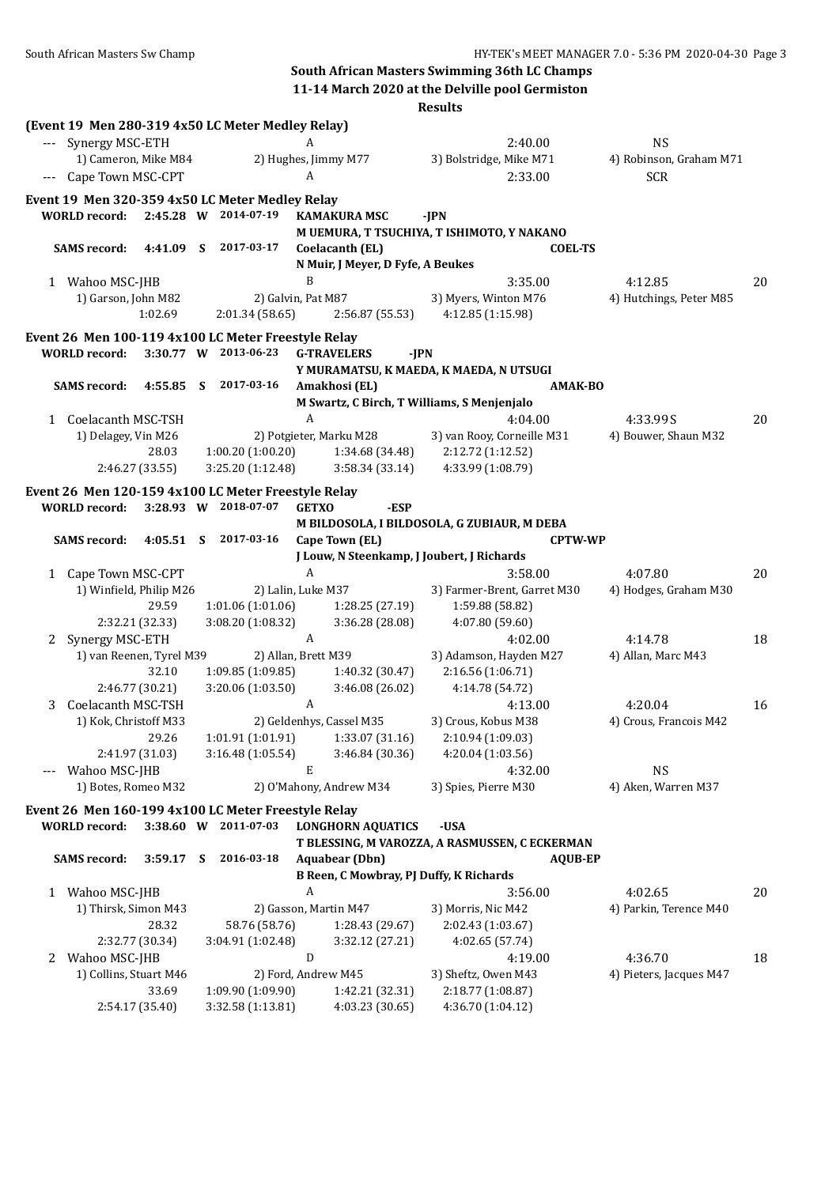## South African Masters Swimming 36th LC Champs

### 11-14 March 2020 at the Delville pool Germiston

### Results

**(Event 19 Men 280-319 4x50 LC Meter Medley Relay)**

| | Team | Relay | Seed Time | Finals Time | Points |
|---|---|---|---|---|---|
| --- | Synergy MSC-ETH | A | 2:40.00 | NS | |
| | 1) Cameron, Mike M84 | 2) Hughes, Jimmy M77 | 3) Bolstridge, Mike M71 | 4) Robinson, Graham M71 | |
| --- | Cape Town MSC-CPT | A | 2:33.00 | SCR | |

**Event 19 Men 320-359 4x50 LC Meter Medley Relay**

**WORLD record:** 2:45.28 W 2014-07-19 **KAMAKURA MSC** -JPN
M UEMURA, T TSUCHIYA, T ISHIMOTO, Y NAKANO

**SAMS record:** 4:41.09 S 2017-03-17 **Coelacanth (EL)** COEL-TS
N Muir, J Meyer, D Fyfe, A Beukes

| | Team | Relay | Seed Time | Finals Time | Points |
|---|---|---|---|---|---|
| 1 | Wahoo MSC-JHB | B | 3:35.00 | 4:12.85 | 20 |
| | 1) Garson, John M82 | 2) Galvin, Pat M87 | 3) Myers, Winton M76 | 4) Hutchings, Peter M85 | |
| | 1:02.69 | 2:01.34 (58.65) | 2:56.87 (55.53) | 4:12.85 (1:15.98) | |

**Event 26 Men 100-119 4x100 LC Meter Freestyle Relay**

**WORLD record:** 3:30.77 W 2013-06-23 **G-TRAVELERS** -JPN
Y MURAMATSU, K MAEDA, K MAEDA, N UTSUGI

**SAMS record:** 4:55.85 S 2017-03-16 **Amakhosi (EL)** AMAK-BO
M Swartz, C Birch, T Williams, S Menjenjalo

| | Team | Relay | Seed Time | Finals Time | Points |
|---|---|---|---|---|---|
| 1 | Coelacanth MSC-TSH | A | 4:04.00 | 4:33.99S | 20 |
| | 1) Delagey, Vin M26 | 2) Potgieter, Marku M28 | 3) van Rooy, Corneille M31 | 4) Bouwer, Shaun M32 | |
| | 28.03 | 1:00.20 (1:00.20) | 1:34.68 (34.48) | 2:12.72 (1:12.52) | |
| | 2:46.27 (33.55) | 3:25.20 (1:12.48) | 3:58.34 (33.14) | 4:33.99 (1:08.79) | |

**Event 26 Men 120-159 4x100 LC Meter Freestyle Relay**

**WORLD record:** 3:28.93 W 2018-07-07 **GETXO** -ESP
M BILDOSOLA, I BILDOSOLA, G ZUBIAUR, M DEBA

**SAMS record:** 4:05.51 S 2017-03-16 **Cape Town (EL)** CPTW-WP
J Louw, N Steenkamp, J Joubert, J Richards

| | Team | Relay | Seed Time | Finals Time | Points |
|---|---|---|---|---|---|
| 1 | Cape Town MSC-CPT | A | 3:58.00 | 4:07.80 | 20 |
| | 1) Winfield, Philip M26 | 2) Lalin, Luke M37 | 3) Farmer-Brent, Garret M30 | 4) Hodges, Graham M30 | |
| | 29.59 | 1:01.06 (1:01.06) | 1:28.25 (27.19) | 1:59.88 (58.82) | |
| | 2:32.21 (32.33) | 3:08.20 (1:08.32) | 3:36.28 (28.08) | 4:07.80 (59.60) | |
| 2 | Synergy MSC-ETH | A | 4:02.00 | 4:14.78 | 18 |
| | 1) van Reenen, Tyrel M39 | 2) Allan, Brett M39 | 3) Adamson, Hayden M27 | 4) Allan, Marc M43 | |
| | 32.10 | 1:09.85 (1:09.85) | 1:40.32 (30.47) | 2:16.56 (1:06.71) | |
| | 2:46.77 (30.21) | 3:20.06 (1:03.50) | 3:46.08 (26.02) | 4:14.78 (54.72) | |
| 3 | Coelacanth MSC-TSH | A | 4:13.00 | 4:20.04 | 16 |
| | 1) Kok, Christoff M33 | 2) Geldenhys, Cassel M35 | 3) Crous, Kobus M38 | 4) Crous, Francois M42 | |
| | 29.26 | 1:01.91 (1:01.91) | 1:33.07 (31.16) | 2:10.94 (1:09.03) | |
| | 2:41.97 (31.03) | 3:16.48 (1:05.54) | 3:46.84 (30.36) | 4:20.04 (1:03.56) | |
| --- | Wahoo MSC-JHB | E | 4:32.00 | NS | |
| | 1) Botes, Romeo M32 | 2) O'Mahony, Andrew M34 | 3) Spies, Pierre M30 | 4) Aken, Warren M37 | |

**Event 26 Men 160-199 4x100 LC Meter Freestyle Relay**

**WORLD record:** 3:38.60 W 2011-07-03 **LONGHORN AQUATICS** -USA
T BLESSING, M VAROZZA, A RASMUSSEN, C ECKERMAN

**SAMS record:** 3:59.17 S 2016-03-18 **Aquabear (Dbn)** AQUB-EP
B Reen, C Mowbray, PJ Duffy, K Richards

| | Team | Relay | Seed Time | Finals Time | Points |
|---|---|---|---|---|---|
| 1 | Wahoo MSC-JHB | A | 3:56.00 | 4:02.65 | 20 |
| | 1) Thirsk, Simon M43 | 2) Gasson, Martin M47 | 3) Morris, Nic M42 | 4) Parkin, Terence M40 | |
| | 28.32 | 58.76 (58.76) | 1:28.43 (29.67) | 2:02.43 (1:03.67) | |
| | 2:32.77 (30.34) | 3:04.91 (1:02.48) | 3:32.12 (27.21) | 4:02.65 (57.74) | |
| 2 | Wahoo MSC-JHB | D | 4:19.00 | 4:36.70 | 18 |
| | 1) Collins, Stuart M46 | 2) Ford, Andrew M45 | 3) Sheftz, Owen M43 | 4) Pieters, Jacques M47 | |
| | 33.69 | 1:09.90 (1:09.90) | 1:42.21 (32.31) | 2:18.77 (1:08.87) | |
| | 2:54.17 (35.40) | 3:32.58 (1:13.81) | 4:03.23 (30.65) | 4:36.70 (1:04.12) | |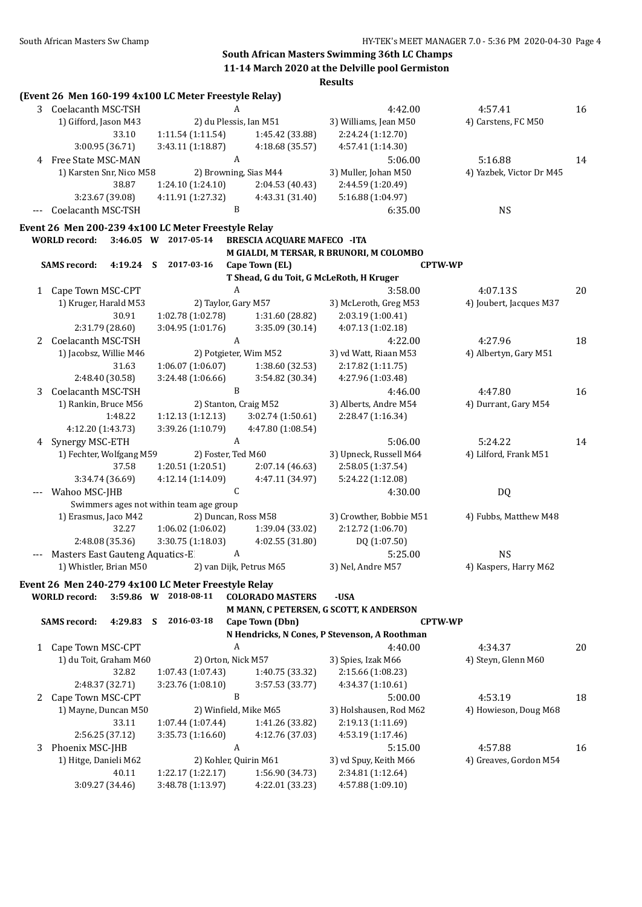**South African Masters Swimming 36th LC Champs**

**11-14 March 2020 at the Delville pool Germiston**

**Results**

### (Event 26 Men 160-199 4x100 LC Meter Freestyle Relay)

3 Coelacanth MSC-TSH A 4:42.00 4:57.41 16
1) Gifford, Jason M43 2) du Plessis, Ian M51 3) Williams, Jean M50 4) Carstens, FC M50
33.10 1:11.54 (1:11.54) 1:45.42 (33.88) 2:24.24 (1:12.70)
3:00.95 (36.71) 3:43.11 (1:18.87) 4:18.68 (35.57) 4:57.41 (1:14.30)

4 Free State MSC-MAN A 5:06.00 5:16.88 14
1) Karsten Snr, Nico M58 2) Browning, Sias M44 3) Muller, Johan M50 4) Yazbek, Victor Dr M45
38.87 1:24.10 (1:24.10) 2:04.53 (40.43) 2:44.59 (1:20.49)
3:23.67 (39.08) 4:11.91 (1:27.32) 4:43.31 (31.40) 5:16.88 (1:04.97)

--- Coelacanth MSC-TSH B 6:35.00 NS

### Event 26 Men 200-239 4x100 LC Meter Freestyle Relay

**WORLD record: 3:46.05 W 2017-05-14 BRESCIA ACQUARE MAFECO -ITA**
**M GIALDI, M TERSAR, R BRUNORI, M COLOMBO**
**SAMS record: 4:19.24 S 2017-03-16 Cape Town (EL) CPTW-WP**
**T Shead, G du Toit, G McLeRoth, H Kruger**

1 Cape Town MSC-CPT A 3:58.00 4:07.13S 20
1) Kruger, Harald M53 2) Taylor, Gary M57 3) McLeroth, Greg M53 4) Joubert, Jacques M37
30.91 1:02.78 (1:02.78) 1:31.60 (28.82) 2:03.19 (1:00.41)
2:31.79 (28.60) 3:04.95 (1:01.76) 3:35.09 (30.14) 4:07.13 (1:02.18)

2 Coelacanth MSC-TSH A 4:22.00 4:27.96 18
1) Jacobsz, Willie M46 2) Potgieter, Wim M52 3) vd Watt, Riaan M53 4) Albertyn, Gary M51
31.63 1:06.07 (1:06.07) 1:38.60 (32.53) 2:17.82 (1:11.75)
2:48.40 (30.58) 3:24.48 (1:06.66) 3:54.82 (30.34) 4:27.96 (1:03.48)

3 Coelacanth MSC-TSH B 4:46.00 4:47.80 16
1) Rankin, Bruce M56 2) Stanton, Craig M52 3) Alberts, Andre M54 4) Durrant, Gary M54
1:48.22 1:12.13 (1:12.13) 3:02.74 (1:50.61) 2:28.47 (1:16.34)
4:12.20 (1:43.73) 3:39.26 (1:10.79) 4:47.80 (1:08.54)

4 Synergy MSC-ETH A 5:06.00 5:24.22 14
1) Fechter, Wolfgang M59 2) Foster, Ted M60 3) Upneck, Russell M64 4) Lilford, Frank M51
37.58 1:20.51 (1:20.51) 2:07.14 (46.63) 2:58.05 (1:37.54)
3:34.74 (36.69) 4:12.14 (1:14.09) 4:47.11 (34.97) 5:24.22 (1:12.08)

--- Wahoo MSC-JHB C 4:30.00 DQ
Swimmers ages not within team age group
1) Erasmus, Jaco M42 2) Duncan, Ross M58 3) Crowther, Bobbie M51 4) Fubbs, Matthew M48
32.27 1:06.02 (1:06.02) 1:39.04 (33.02) 2:12.72 (1:06.70)
2:48.08 (35.36) 3:30.75 (1:18.03) 4:02.55 (31.80) DQ (1:07.50)

--- Masters East Gauteng Aquatics-E A 5:25.00 NS
1) Whistler, Brian M50 2) van Dijk, Petrus M65 3) Nel, Andre M57 4) Kaspers, Harry M62

### Event 26 Men 240-279 4x100 LC Meter Freestyle Relay

**WORLD record: 3:59.86 W 2018-08-11 COLORADO MASTERS -USA**
**M MANN, C PETERSEN, G SCOTT, K ANDERSON**
**SAMS record: 4:29.83 S 2016-03-18 Cape Town (Dbn) CPTW-WP**
**N Hendricks, N Cones, P Stevenson, A Roothman**

1 Cape Town MSC-CPT A 4:40.00 4:34.37 20
1) du Toit, Graham M60 2) Orton, Nick M57 3) Spies, Izak M66 4) Steyn, Glenn M60
32.82 1:07.43 (1:07.43) 1:40.75 (33.32) 2:15.66 (1:08.23)
2:48.37 (32.71) 3:23.76 (1:08.10) 3:57.53 (33.77) 4:34.37 (1:10.61)

2 Cape Town MSC-CPT B 5:00.00 4:53.19 18
1) Mayne, Duncan M50 2) Winfield, Mike M65 3) Holshausen, Rod M62 4) Howieson, Doug M68
33.11 1:07.44 (1:07.44) 1:41.26 (33.82) 2:19.13 (1:11.69)
2:56.25 (37.12) 3:35.73 (1:16.60) 4:12.76 (37.03) 4:53.19 (1:17.46)

3 Phoenix MSC-JHB A 5:15.00 4:57.88 16
1) Hitge, Danieli M62 2) Kohler, Quirin M61 3) vd Spuy, Keith M66 4) Greaves, Gordon M54
40.11 1:22.17 (1:22.17) 1:56.90 (34.73) 2:34.81 (1:12.64)
3:09.27 (34.46) 3:48.78 (1:13.97) 4:22.01 (33.23) 4:57.88 (1:09.10)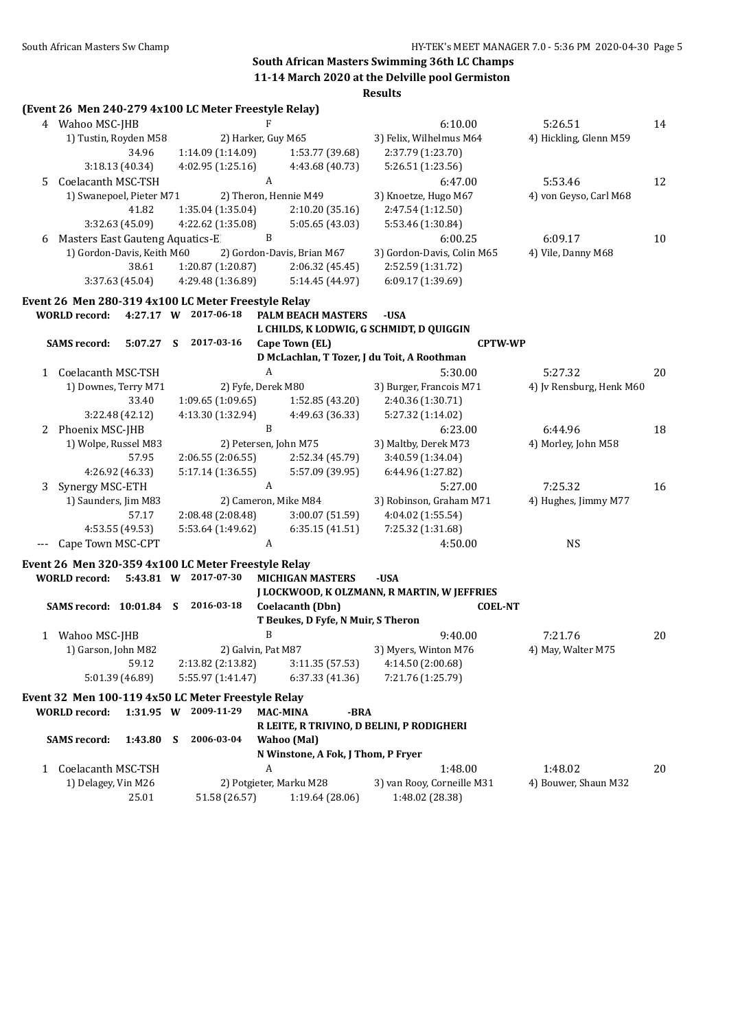**South African Masters Swimming 36th LC Champs**

**11-14 March 2020 at the Delville pool Germiston**

**Results**

### (Event 26 Men 240-279 4x100 LC Meter Freestyle Relay)

| | Team | Relay | Seed Time | Finals Time | Points |
|---|---|---|---|---|---|
| 4 | Wahoo MSC-JHB | F | 6:10.00 | 5:26.51 | 14 |

1) Tustin, Royden M58 2) Harker, Guy M65 3) Felix, Wilhelmus M64 4) Hickling, Glenn M59

34.96 1:14.09 (1:14.09) 1:53.77 (39.68) 2:37.79 (1:23.70) 3:18.13 (40.34) 4:02.95 (1:25.16) 4:43.68 (40.73) 5:26.51 (1:23.56)

| | Team | Relay | Seed Time | Finals Time | Points |
|---|---|---|---|---|---|
| 5 | Coelacanth MSC-TSH | A | 6:47.00 | 5:53.46 | 12 |

1) Swanepoel, Pieter M71 2) Theron, Hennie M49 3) Knoetze, Hugo M67 4) von Geyso, Carl M68

41.82 1:35.04 (1:35.04) 2:10.20 (35.16) 2:47.54 (1:12.50) 3:32.63 (45.09) 4:22.62 (1:35.08) 5:05.65 (43.03) 5:53.46 (1:30.84)

| | Team | Relay | Seed Time | Finals Time | Points |
|---|---|---|---|---|---|
| 6 | Masters East Gauteng Aquatics-E | B | 6:00.25 | 6:09.17 | 10 |

1) Gordon-Davis, Keith M60 2) Gordon-Davis, Brian M67 3) Gordon-Davis, Colin M65 4) Vile, Danny M68

38.61 1:20.87 (1:20.87) 2:06.32 (45.45) 2:52.59 (1:31.72) 3:37.63 (45.04) 4:29.48 (1:36.89) 5:14.45 (44.97) 6:09.17 (1:39.69)

### Event 26 Men 280-319 4x100 LC Meter Freestyle Relay

**WORLD record:** 4:27.17 W 2017-06-18 **PALM BEACH MASTERS** -USA
L CHILDS, K LODWIG, G SCHMIDT, D QUIGGIN

**SAMS record:** 5:07.27 S 2017-03-16 **Cape Town (EL)** **CPTW-WP**
D McLachlan, T Tozer, J du Toit, A Roothman

| | Team | Relay | Seed Time | Finals Time | Points |
|---|---|---|---|---|---|
| 1 | Coelacanth MSC-TSH | A | 5:30.00 | 5:27.32 | 20 |

1) Downes, Terry M71 2) Fyfe, Derek M80 3) Burger, Francois M71 4) Jv Rensburg, Henk M60

33.40 1:09.65 (1:09.65) 1:52.85 (43.20) 2:40.36 (1:30.71) 3:22.48 (42.12) 4:13.30 (1:32.94) 4:49.63 (36.33) 5:27.32 (1:14.02)

| | Team | Relay | Seed Time | Finals Time | Points |
|---|---|---|---|---|---|
| 2 | Phoenix MSC-JHB | B | 6:23.00 | 6:44.96 | 18 |

1) Wolpe, Russel M83 2) Petersen, John M75 3) Maltby, Derek M73 4) Morley, John M58

57.95 2:06.55 (2:06.55) 2:52.34 (45.79) 3:40.59 (1:34.04) 4:26.92 (46.33) 5:17.14 (1:36.55) 5:57.09 (39.95) 6:44.96 (1:27.82)

| | Team | Relay | Seed Time | Finals Time | Points |
|---|---|---|---|---|---|
| 3 | Synergy MSC-ETH | A | 5:27.00 | 7:25.32 | 16 |

1) Saunders, Jim M83 2) Cameron, Mike M84 3) Robinson, Graham M71 4) Hughes, Jimmy M77

57.17 2:08.48 (2:08.48) 3:00.07 (51.59) 4:04.02 (1:55.54) 4:53.55 (49.53) 5:53.64 (1:49.62) 6:35.15 (41.51) 7:25.32 (1:31.68)

| | Team | Relay | Seed Time | Finals Time | Points |
|---|---|---|---|---|---|
| --- | Cape Town MSC-CPT | A | 4:50.00 | NS | |

### Event 26 Men 320-359 4x100 LC Meter Freestyle Relay

**WORLD record:** 5:43.81 W 2017-07-30 **MICHIGAN MASTERS** -USA
J LOCKWOOD, K OLZMANN, R MARTIN, W JEFFRIES

**SAMS record:** 10:01.84 S 2016-03-18 **Coelacanth (Dbn)** **COEL-NT**
T Beukes, D Fyfe, N Muir, S Theron

| | Team | Relay | Seed Time | Finals Time | Points |
|---|---|---|---|---|---|
| 1 | Wahoo MSC-JHB | B | 9:40.00 | 7:21.76 | 20 |

1) Garson, John M82 2) Galvin, Pat M87 3) Myers, Winton M76 4) May, Walter M75

59.12 2:13.82 (2:13.82) 3:11.35 (57.53) 4:14.50 (2:00.68) 5:01.39 (46.89) 5:55.97 (1:41.47) 6:37.33 (41.36) 7:21.76 (1:25.79)

### Event 32 Men 100-119 4x50 LC Meter Freestyle Relay

**WORLD record:** 1:31.95 W 2009-11-29 **MAC-MINA** -BRA
R LEITE, R TRIVINO, D BELINI, P RODIGHERI

**SAMS record:** 1:43.80 S 2006-03-04 **Wahoo (Mal)**
N Winstone, A Fok, J Thom, P Fryer

| | Team | Relay | Seed Time | Finals Time | Points |
|---|---|---|---|---|---|
| 1 | Coelacanth MSC-TSH | A | 1:48.00 | 1:48.02 | 20 |

1) Delagey, Vin M26 2) Potgieter, Marku M28 3) van Rooy, Corneille M31 4) Bouwer, Shaun M32

25.01 51.58 (26.57) 1:19.64 (28.06) 1:48.02 (28.38)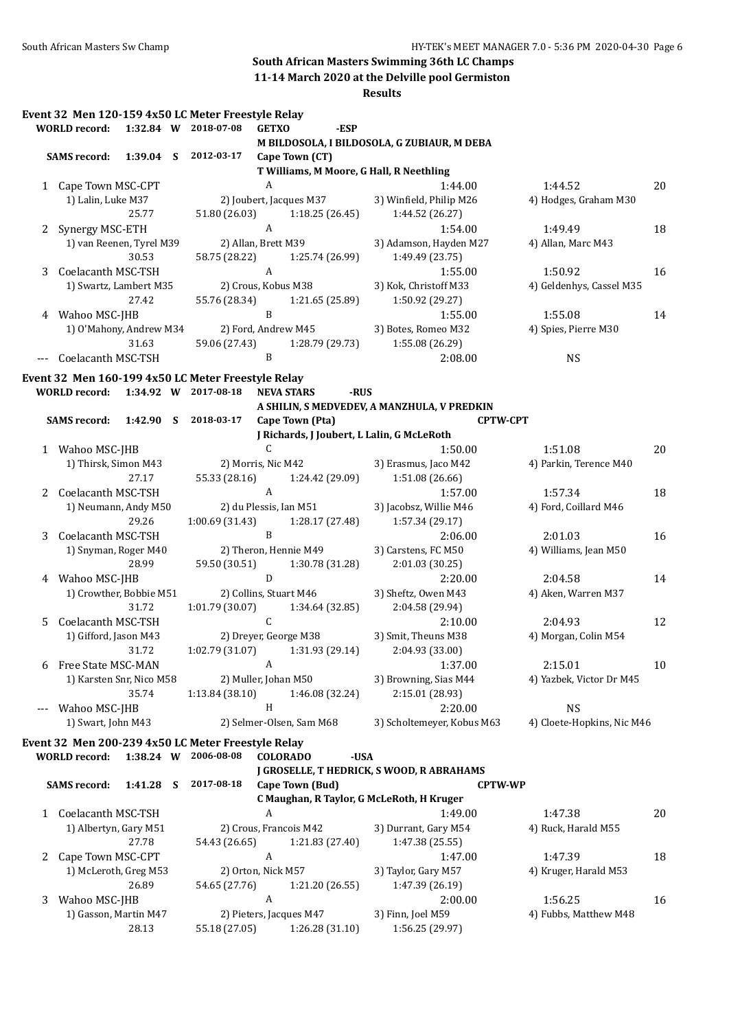## South African Masters Swimming 36th LC Champs

**11-14 March 2020 at the Delville pool Germiston**

**Results**

### Event 32 Men 120-159 4x50 LC Meter Freestyle Relay

**WORLD record:** 1:32.84 W 2018-07-08 **GETXO -ESP**
**M BILDOSOLA, I BILDOSOLA, G ZUBIAUR, M DEBA**

**SAMS record:** 1:39.04 S 2012-03-17 **Cape Town (CT)**
**T Williams, M Moore, G Hall, R Neethling**

1. Cape Town MSC-CPT — A — Seed 1:44.00 — Finals 1:44.52 — 20
   1) Lalin, Luke M37; 2) Joubert, Jacques M37; 3) Winfield, Philip M26; 4) Hodges, Graham M30
   25.77 / 51.80 (26.03) / 1:18.25 (26.45) / 1:44.52 (26.27)
2. Synergy MSC-ETH — A — Seed 1:54.00 — Finals 1:49.49 — 18
   1) van Reenen, Tyrel M39; 2) Allan, Brett M39; 3) Adamson, Hayden M27; 4) Allan, Marc M43
   30.53 / 58.75 (28.22) / 1:25.74 (26.99) / 1:49.49 (23.75)
3. Coelacanth MSC-TSH — A — Seed 1:55.00 — Finals 1:50.92 — 16
   1) Swartz, Lambert M35; 2) Crous, Kobus M38; 3) Kok, Christoff M33; 4) Geldenhys, Cassel M35
   27.42 / 55.76 (28.34) / 1:21.65 (25.89) / 1:50.92 (29.27)
4. Wahoo MSC-JHB — B — Seed 1:55.00 — Finals 1:55.08 — 14
   1) O'Mahony, Andrew M34; 2) Ford, Andrew M45; 3) Botes, Romeo M32; 4) Spies, Pierre M30
   31.63 / 59.06 (27.43) / 1:28.79 (29.73) / 1:55.08 (26.29)

--- Coelacanth MSC-TSH — B — Seed 2:08.00 — NS

### Event 32 Men 160-199 4x50 LC Meter Freestyle Relay

**WORLD record:** 1:34.92 W 2017-08-18 **NEVA STARS -RUS**
**A SHILIN, S MEDVEDEV, A MANZHULA, V PREDKIN**

**SAMS record:** 1:42.90 S 2018-03-17 **Cape Town (Pta) CPTW-CPT**
**J Richards, J Joubert, L Lalin, G McLeRoth**

1. Wahoo MSC-JHB — C — Seed 1:50.00 — Finals 1:51.08 — 20
   1) Thirsk, Simon M43; 2) Morris, Nic M42; 3) Erasmus, Jaco M42; 4) Parkin, Terence M40
   27.17 / 55.33 (28.16) / 1:24.42 (29.09) / 1:51.08 (26.66)
2. Coelacanth MSC-TSH — A — Seed 1:57.00 — Finals 1:57.34 — 18
   1) Neumann, Andy M50; 2) du Plessis, Ian M51; 3) Jacobsz, Willie M46; 4) Ford, Coillard M46
   29.26 / 1:00.69 (31.43) / 1:28.17 (27.48) / 1:57.34 (29.17)
3. Coelacanth MSC-TSH — B — Seed 2:06.00 — Finals 2:01.03 — 16
   1) Snyman, Roger M40; 2) Theron, Hennie M49; 3) Carstens, FC M50; 4) Williams, Jean M50
   28.99 / 59.50 (30.51) / 1:30.78 (31.28) / 2:01.03 (30.25)
4. Wahoo MSC-JHB — D — Seed 2:20.00 — Finals 2:04.58 — 14
   1) Crowther, Bobbie M51; 2) Collins, Stuart M46; 3) Sheftz, Owen M43; 4) Aken, Warren M37
   31.72 / 1:01.79 (30.07) / 1:34.64 (32.85) / 2:04.58 (29.94)
5. Coelacanth MSC-TSH — C — Seed 2:10.00 — Finals 2:04.93 — 12
   1) Gifford, Jason M43; 2) Dreyer, George M38; 3) Smit, Theuns M38; 4) Morgan, Colin M54
   31.72 / 1:02.79 (31.07) / 1:31.93 (29.14) / 2:04.93 (33.00)
6. Free State MSC-MAN — A — Seed 1:37.00 — Finals 2:15.01 — 10
   1) Karsten Snr, Nico M58; 2) Muller, Johan M50; 3) Browning, Sias M44; 4) Yazbek, Victor Dr M45
   35.74 / 1:13.84 (38.10) / 1:46.08 (32.24) / 2:15.01 (28.93)

--- Wahoo MSC-JHB — H — Seed 2:20.00 — NS
   1) Swart, John M43; 2) Selmer-Olsen, Sam M68; 3) Scholtemeyer, Kobus M63; 4) Cloete-Hopkins, Nic M46

### Event 32 Men 200-239 4x50 LC Meter Freestyle Relay

**WORLD record:** 1:38.24 W 2006-08-08 **COLORADO -USA**
**J GROSELLE, T HEDRICK, S WOOD, R ABRAHAMS**

**SAMS record:** 1:41.28 S 2017-08-18 **Cape Town (Bud) CPTW-WP**
**C Maughan, R Taylor, G McLeRoth, H Kruger**

1. Coelacanth MSC-TSH — A — Seed 1:49.00 — Finals 1:47.38 — 20
   1) Albertyn, Gary M51; 2) Crous, Francois M42; 3) Durrant, Gary M54; 4) Ruck, Harald M55
   27.78 / 54.43 (26.65) / 1:21.83 (27.40) / 1:47.38 (25.55)
2. Cape Town MSC-CPT — A — Seed 1:47.00 — Finals 1:47.39 — 18
   1) McLeroth, Greg M53; 2) Orton, Nick M57; 3) Taylor, Gary M57; 4) Kruger, Harald M53
   26.89 / 54.65 (27.76) / 1:21.20 (26.55) / 1:47.39 (26.19)
3. Wahoo MSC-JHB — A — Seed 2:00.00 — Finals 1:56.25 — 16
   1) Gasson, Martin M47; 2) Pieters, Jacques M47; 3) Finn, Joel M59; 4) Fubbs, Matthew M48
   28.13 / 55.18 (27.05) / 1:26.28 (31.10) / 1:56.25 (29.97)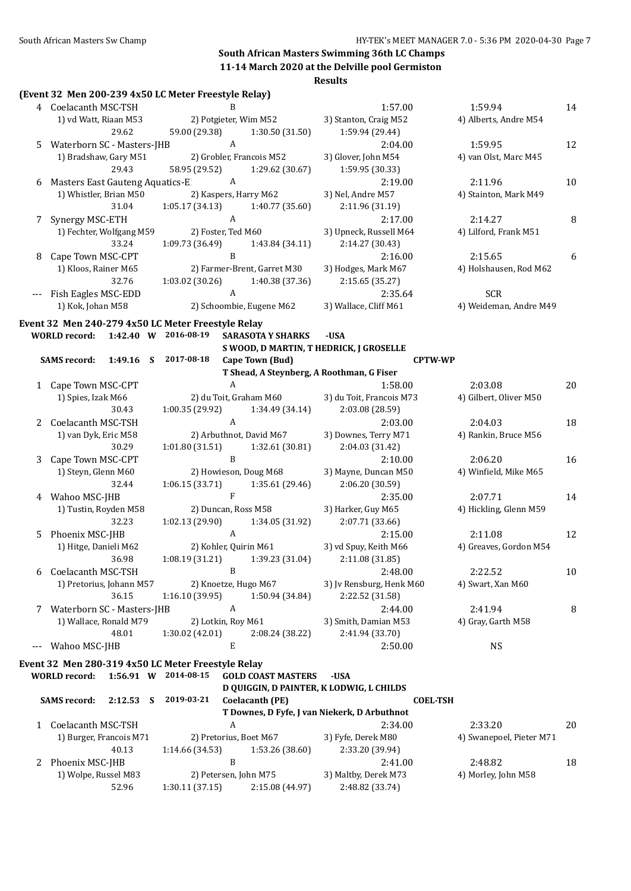# South African Masters Swimming 36th LC Champs

## 11-14 March 2020 at the Delville pool Germiston

### Results

**(Event 32 Men 200-239 4x50 LC Meter Freestyle Relay)**

| | Team | Relay | Seed Time | Finals Time | Points |
|---|---|---|---|---|---|
| 4 | Coelacanth MSC-TSH | B | 1:57.00 | 1:59.94 | 14 |
| | 1) vd Watt, Riaan M53 | 2) Potgieter, Wim M52 | 3) Stanton, Craig M52 | 4) Alberts, Andre M54 | |
| | 29.62 | 59.00 (29.38) | 1:30.50 (31.50) | 1:59.94 (29.44) | |
| 5 | Waterborn SC - Masters-JHB | A | 2:04.00 | 1:59.95 | 12 |
| | 1) Bradshaw, Gary M51 | 2) Grobler, Francois M52 | 3) Glover, John M54 | 4) van Olst, Marc M45 | |
| | 29.43 | 58.95 (29.52) | 1:29.62 (30.67) | 1:59.95 (30.33) | |
| 6 | Masters East Gauteng Aquatics-E | A | 2:19.00 | 2:11.96 | 10 |
| | 1) Whistler, Brian M50 | 2) Kaspers, Harry M62 | 3) Nel, Andre M57 | 4) Stainton, Mark M49 | |
| | 31.04 | 1:05.17 (34.13) | 1:40.77 (35.60) | 2:11.96 (31.19) | |
| 7 | Synergy MSC-ETH | A | 2:17.00 | 2:14.27 | 8 |
| | 1) Fechter, Wolfgang M59 | 2) Foster, Ted M60 | 3) Upneck, Russell M64 | 4) Lilford, Frank M51 | |
| | 33.24 | 1:09.73 (36.49) | 1:43.84 (34.11) | 2:14.27 (30.43) | |
| 8 | Cape Town MSC-CPT | B | 2:16.00 | 2:15.65 | 6 |
| | 1) Kloos, Rainer M65 | 2) Farmer-Brent, Garret M30 | 3) Hodges, Mark M67 | 4) Holshausen, Rod M62 | |
| | 32.76 | 1:03.02 (30.26) | 1:40.38 (37.36) | 2:15.65 (35.27) | |
| --- | Fish Eagles MSC-EDD | A | 2:35.64 | SCR | |
| | 1) Kok, Johan M58 | 2) Schoombie, Eugene M62 | 3) Wallace, Cliff M61 | 4) Weideman, Andre M49 | |

**Event 32 Men 240-279 4x50 LC Meter Freestyle Relay**

WORLD record: 1:42.40 W 2016-08-19 SARASOTA Y SHARKS -USA
S WOOD, D MARTIN, T HEDRICK, J GROSELLE

SAMS record: 1:49.16 S 2017-08-18 Cape Town (Bud) CPTW-WP
T Shead, A Steynberg, A Roothman, G Fiser

| | Team | Relay | Seed Time | Finals Time | Points |
|---|---|---|---|---|---|
| 1 | Cape Town MSC-CPT | A | 1:58.00 | 2:03.08 | 20 |
| | 1) Spies, Izak M66 | 2) du Toit, Graham M60 | 3) du Toit, Francois M73 | 4) Gilbert, Oliver M50 | |
| | 30.43 | 1:00.35 (29.92) | 1:34.49 (34.14) | 2:03.08 (28.59) | |
| 2 | Coelacanth MSC-TSH | A | 2:03.00 | 2:04.03 | 18 |
| | 1) van Dyk, Eric M58 | 2) Arbuthnot, David M67 | 3) Downes, Terry M71 | 4) Rankin, Bruce M56 | |
| | 30.29 | 1:01.80 (31.51) | 1:32.61 (30.81) | 2:04.03 (31.42) | |
| 3 | Cape Town MSC-CPT | B | 2:10.00 | 2:06.20 | 16 |
| | 1) Steyn, Glenn M60 | 2) Howieson, Doug M68 | 3) Mayne, Duncan M50 | 4) Winfield, Mike M65 | |
| | 32.44 | 1:06.15 (33.71) | 1:35.61 (29.46) | 2:06.20 (30.59) | |
| 4 | Wahoo MSC-JHB | F | 2:35.00 | 2:07.71 | 14 |
| | 1) Tustin, Royden M58 | 2) Duncan, Ross M58 | 3) Harker, Guy M65 | 4) Hickling, Glenn M59 | |
| | 32.23 | 1:02.13 (29.90) | 1:34.05 (31.92) | 2:07.71 (33.66) | |
| 5 | Phoenix MSC-JHB | A | 2:15.00 | 2:11.08 | 12 |
| | 1) Hitge, Danieli M62 | 2) Kohler, Quirin M61 | 3) vd Spuy, Keith M66 | 4) Greaves, Gordon M54 | |
| | 36.98 | 1:08.19 (31.21) | 1:39.23 (31.04) | 2:11.08 (31.85) | |
| 6 | Coelacanth MSC-TSH | B | 2:48.00 | 2:22.52 | 10 |
| | 1) Pretorius, Johann M57 | 2) Knoetze, Hugo M67 | 3) Jv Rensburg, Henk M60 | 4) Swart, Xan M60 | |
| | 36.15 | 1:16.10 (39.95) | 1:50.94 (34.84) | 2:22.52 (31.58) | |
| 7 | Waterborn SC - Masters-JHB | A | 2:44.00 | 2:41.94 | 8 |
| | 1) Wallace, Ronald M79 | 2) Lotkin, Roy M61 | 3) Smith, Damian M53 | 4) Gray, Garth M58 | |
| | 48.01 | 1:30.02 (42.01) | 2:08.24 (38.22) | 2:41.94 (33.70) | |
| --- | Wahoo MSC-JHB | E | 2:50.00 | NS | |

**Event 32 Men 280-319 4x50 LC Meter Freestyle Relay**

WORLD record: 1:56.91 W 2014-08-15 GOLD COAST MASTERS -USA
D QUIGGIN, D PAINTER, K LODWIG, L CHILDS

SAMS record: 2:12.53 S 2019-03-21 Coelacanth (PE) COEL-TSH
T Downes, D Fyfe, J van Niekerk, D Arbuthnot

| | Team | Relay | Seed Time | Finals Time | Points |
|---|---|---|---|---|---|
| 1 | Coelacanth MSC-TSH | A | 2:34.00 | 2:33.20 | 20 |
| | 1) Burger, Francois M71 | 2) Pretorius, Boet M67 | 3) Fyfe, Derek M80 | 4) Swanepoel, Pieter M71 | |
| | 40.13 | 1:14.66 (34.53) | 1:53.26 (38.60) | 2:33.20 (39.94) | |
| 2 | Phoenix MSC-JHB | B | 2:41.00 | 2:48.82 | 18 |
| | 1) Wolpe, Russel M83 | 2) Petersen, John M75 | 3) Maltby, Derek M73 | 4) Morley, John M58 | |
| | 52.96 | 1:30.11 (37.15) | 2:15.08 (44.97) | 2:48.82 (33.74) | |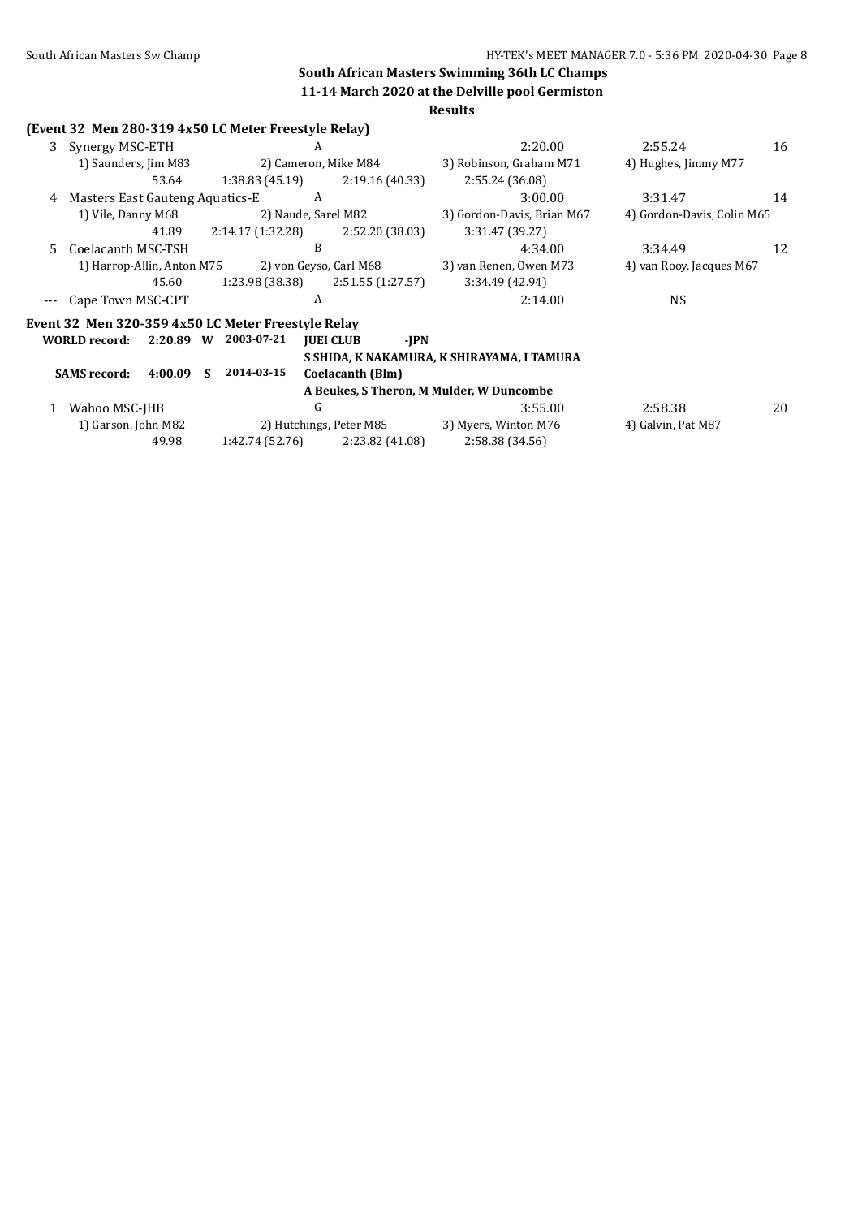## South African Masters Swimming 36th LC Champs

### 11-14 March 2020 at the Delville pool Germiston

### Results

**(Event 32 Men 280-319 4x50 LC Meter Freestyle Relay)**

| | Team | Relay | Seed Time | Finals Time | Points |
|---|---|---|---|---|---|
| 3 | Synergy MSC-ETH | A | 2:20.00 | 2:55.24 | 16 |
| | 1) Saunders, Jim M83 | 2) Cameron, Mike M84 | 3) Robinson, Graham M71 | 4) Hughes, Jimmy M77 | |
| | 53.64 | 1:38.83 (45.19) | 2:19.16 (40.33) | 2:55.24 (36.08) | |
| 4 | Masters East Gauteng Aquatics-E | A | 3:00.00 | 3:31.47 | 14 |
| | 1) Vile, Danny M68 | 2) Naude, Sarel M82 | 3) Gordon-Davis, Brian M67 | 4) Gordon-Davis, Colin M65 | |
| | 41.89 | 2:14.17 (1:32.28) | 2:52.20 (38.03) | 3:31.47 (39.27) | |
| 5 | Coelacanth MSC-TSH | B | 4:34.00 | 3:34.49 | 12 |
| | 1) Harrop-Allin, Anton M75 | 2) von Geyso, Carl M68 | 3) van Renen, Owen M73 | 4) van Rooy, Jacques M67 | |
| | 45.60 | 1:23.98 (38.38) | 2:51.55 (1:27.57) | 3:34.49 (42.94) | |
| --- | Cape Town MSC-CPT | A | 2:14.00 | NS | |

**Event 32 Men 320-359 4x50 LC Meter Freestyle Relay**

**WORLD record:** 2:20.89 W 2003-07-21 JUEI CLUB -JPN
S SHIDA, K NAKAMURA, K SHIRAYAMA, I TAMURA

**SAMS record:** 4:00.09 S 2014-03-15 Coelacanth (Blm)
A Beukes, S Theron, M Mulder, W Duncombe

| | Team | Relay | Seed Time | Finals Time | Points |
|---|---|---|---|---|---|
| 1 | Wahoo MSC-JHB | G | 3:55.00 | 2:58.38 | 20 |
| | 1) Garson, John M82 | 2) Hutchings, Peter M85 | 3) Myers, Winton M76 | 4) Galvin, Pat M87 | |
| | 49.98 | 1:42.74 (52.76) | 2:23.82 (41.08) | 2:58.38 (34.56) | |